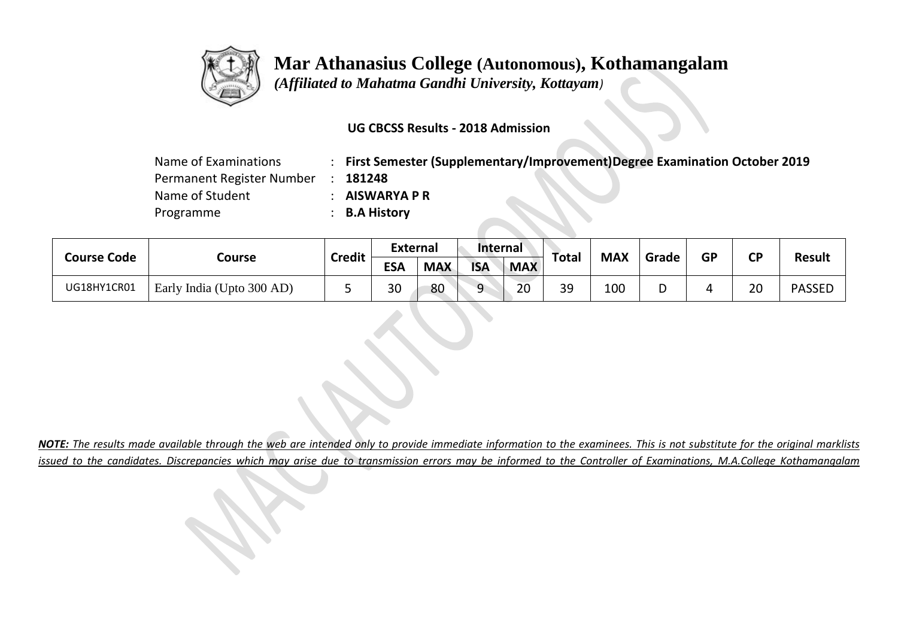# Mar Athanasius College (Autonomous), Kothamangalam

*(Affiliated to Mahatma Gandhi University, Kottayam)*

**UG CBCSS Results - 2018 Admission**

Name of Examinations : **First Semester (Supplementary/Improvement)Degree Examination October 2019**
Permanent Register Number : **181248**
Name of Student : **AISWARYA P R**
Programme : **B.A History**

| Course Code | Course | Credit | External | | Internal | | Total | MAX | Grade | GP | CP | Result |
|---|---|---|---|---|---|---|---|---|---|---|---|---|
| | | | ESA | MAX | ISA | MAX | | | | | | |
| UG18HY1CR01 | Early India (Upto 300 AD) | 5 | 30 | 80 | 9 | 20 | 39 | 100 | D | 4 | 20 | PASSED |

***NOTE:** The results made available through the web are intended only to provide immediate information to the examinees. This is not substitute for the original marklists issued to the candidates. Discrepancies which may arise due to transmission errors may be informed to the Controller of Examinations, M.A.College Kothamangalam*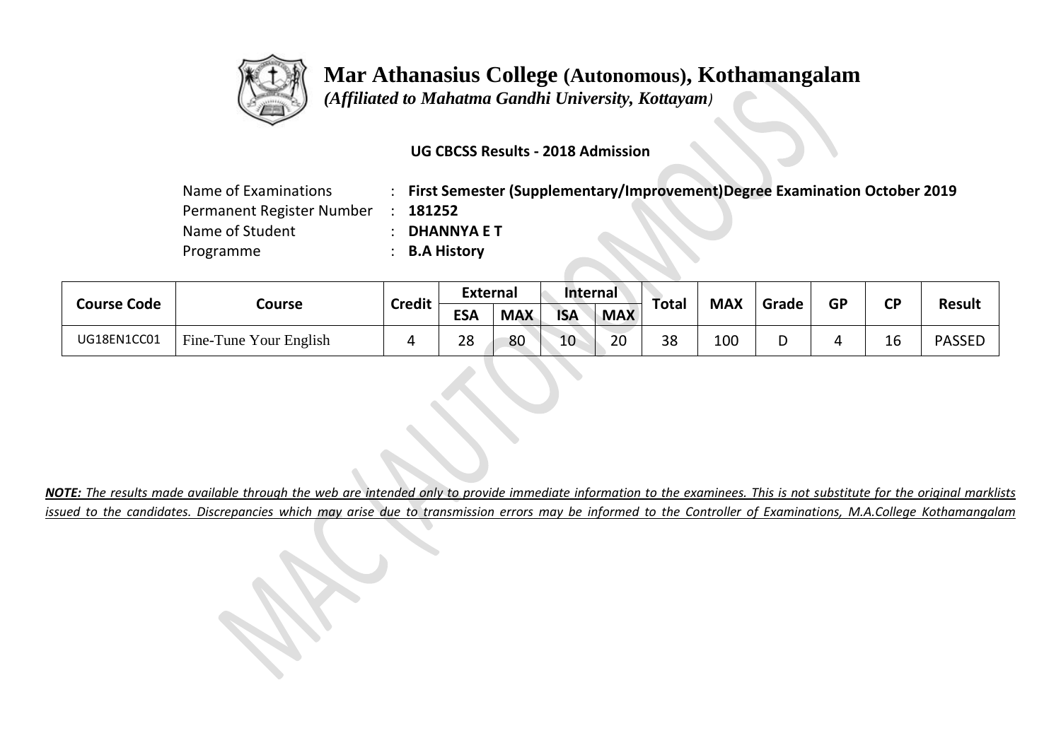# Mar Athanasius College (Autonomous), Kothamangalam

*(Affiliated to Mahatma Gandhi University, Kottayam)*

**UG CBCSS Results - 2018 Admission**

Name of Examinations : **First Semester (Supplementary/Improvement)Degree Examination October 2019**
Permanent Register Number : **181252**
Name of Student : **DHANNYA E T**
Programme : **B.A History**

| Course Code | Course | Credit | External | | Internal | | Total | MAX | Grade | GP | CP | Result |
|---|---|---|---|---|---|---|---|---|---|---|---|---|
| | | | ESA | MAX | ISA | MAX | | | | | | |
| UG18EN1CC01 | Fine-Tune Your English | 4 | 28 | 80 | 10 | 20 | 38 | 100 | D | 4 | 16 | PASSED |

***NOTE:*** *The results made available through the web are intended only to provide immediate information to the examinees. This is not substitute for the original marklists issued to the candidates. Discrepancies which may arise due to transmission errors may be informed to the Controller of Examinations, M.A.College Kothamangalam*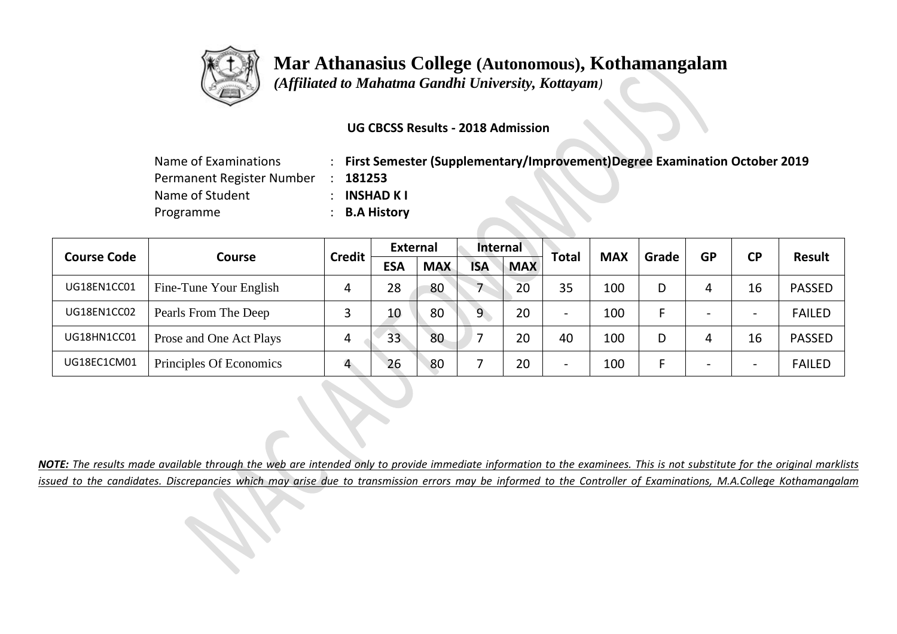# Mar Athanasius College (Autonomous), Kothamangalam

*(Affiliated to Mahatma Gandhi University, Kottayam)*

**UG CBCSS Results - 2018 Admission**

Name of Examinations : **First Semester (Supplementary/Improvement)Degree Examination October 2019**
Permanent Register Number : **181253**
Name of Student : **INSHAD K I**
Programme : **B.A History**

| Course Code | Course | Credit | External | | Internal | | Total | MAX | Grade | GP | CP | Result |
|---|---|---|---|---|---|---|---|---|---|---|---|---|
| | | | ESA | MAX | ISA | MAX | | | | | | |
| UG18EN1CC01 | Fine-Tune Your English | 4 | 28 | 80 | 7 | 20 | 35 | 100 | D | 4 | 16 | PASSED |
| UG18EN1CC02 | Pearls From The Deep | 3 | 10 | 80 | 9 | 20 | - | 100 | F | - | - | FAILED |
| UG18HN1CC01 | Prose and One Act Plays | 4 | 33 | 80 | 7 | 20 | 40 | 100 | D | 4 | 16 | PASSED |
| UG18EC1CM01 | Principles Of Economics | 4 | 26 | 80 | 7 | 20 | - | 100 | F | - | - | FAILED |

***NOTE:*** *The results made available through the web are intended only to provide immediate information to the examinees. This is not substitute for the original marklists issued to the candidates. Discrepancies which may arise due to transmission errors may be informed to the Controller of Examinations, M.A.College Kothamangalam*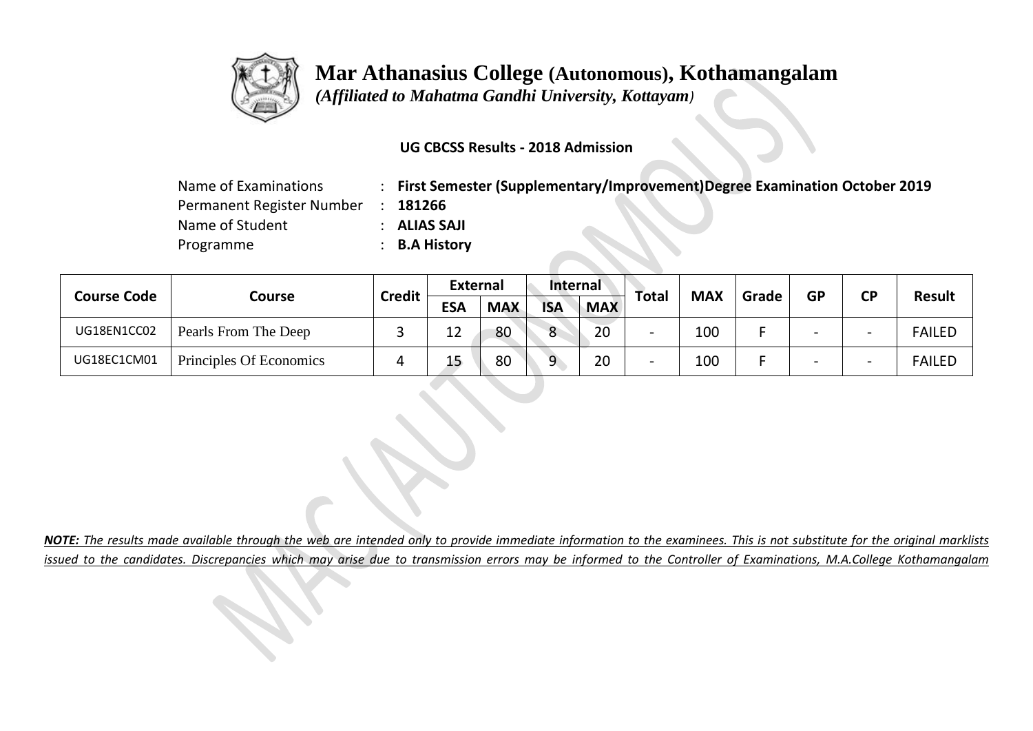# Mar Athanasius College (Autonomous), Kothamangalam

*(Affiliated to Mahatma Gandhi University, Kottayam)*

**UG CBCSS Results - 2018 Admission**

Name of Examinations : **First Semester (Supplementary/Improvement)Degree Examination October 2019**
Permanent Register Number : **181266**
Name of Student : **ALIAS SAJI**
Programme : **B.A History**

| Course Code | Course | Credit | External | | Internal | | Total | MAX | Grade | GP | CP | Result |
|---|---|---|---|---|---|---|---|---|---|---|---|---|
| | | | ESA | MAX | ISA | MAX | | | | | | |
| UG18EN1CC02 | Pearls From The Deep | 3 | 12 | 80 | 8 | 20 | - | 100 | F | - | - | FAILED |
| UG18EC1CM01 | Principles Of Economics | 4 | 15 | 80 | 9 | 20 | - | 100 | F | - | - | FAILED |

***NOTE:*** *The results made available through the web are intended only to provide immediate information to the examinees. This is not substitute for the original marklists issued to the candidates. Discrepancies which may arise due to transmission errors may be informed to the Controller of Examinations, M.A.College Kothamangalam*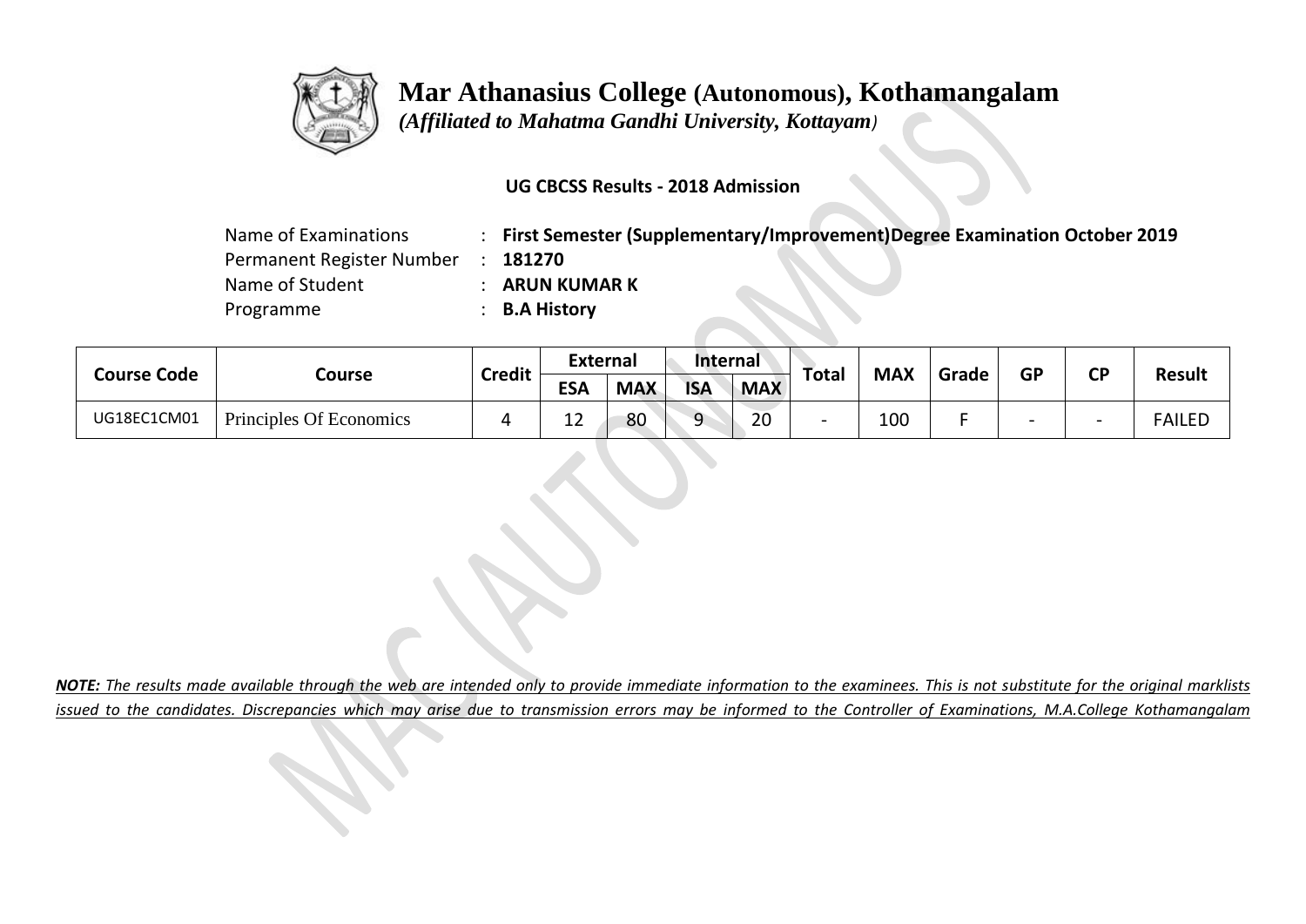# Mar Athanasius College (Autonomous), Kothamangalam

*(Affiliated to Mahatma Gandhi University, Kottayam)*

**UG CBCSS Results - 2018 Admission**

Name of Examinations : **First Semester (Supplementary/Improvement)Degree Examination October 2019**
Permanent Register Number : **181270**
Name of Student : **ARUN KUMAR K**
Programme : **B.A History**

| Course Code | Course | Credit | External | | Internal | | Total | MAX | Grade | GP | CP | Result |
|---|---|---|---|---|---|---|---|---|---|---|---|---|
| | | | ESA | MAX | ISA | MAX | | | | | | |
| UG18EC1CM01 | Principles Of Economics | 4 | 12 | 80 | 9 | 20 | - | 100 | F | - | - | FAILED |

***NOTE:** The results made available through the web are intended only to provide immediate information to the examinees. This is not substitute for the original marklists issued to the candidates. Discrepancies which may arise due to transmission errors may be informed to the Controller of Examinations, M.A.College Kothamangalam*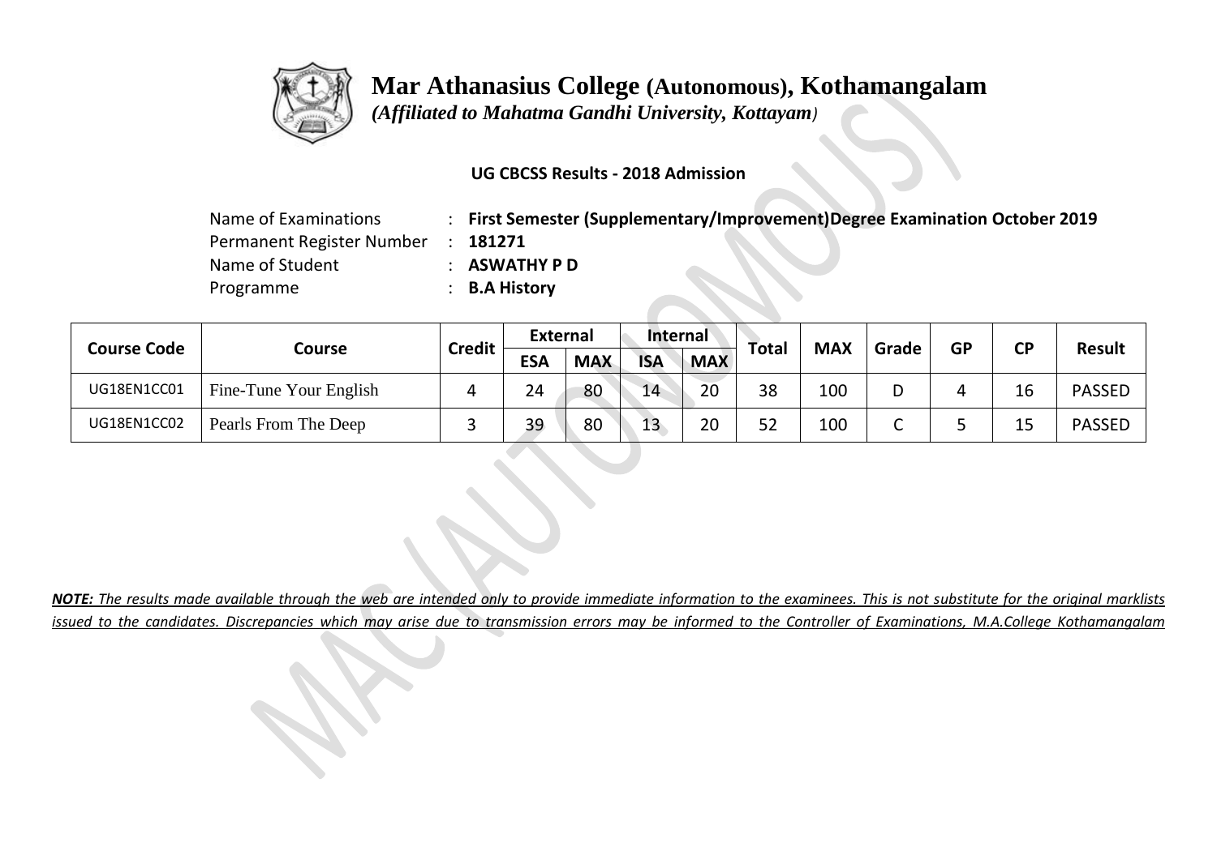# Mar Athanasius College (Autonomous), Kothamangalam

*(Affiliated to Mahatma Gandhi University, Kottayam)*

**UG CBCSS Results - 2018 Admission**

Name of Examinations : **First Semester (Supplementary/Improvement)Degree Examination October 2019**
Permanent Register Number : **181271**
Name of Student : **ASWATHY P D**
Programme : **B.A History**

| Course Code | Course | Credit | External | | Internal | | Total | MAX | Grade | GP | CP | Result |
|---|---|---|---|---|---|---|---|---|---|---|---|---|
| | | | ESA | MAX | ISA | MAX | | | | | | |
| UG18EN1CC01 | Fine-Tune Your English | 4 | 24 | 80 | 14 | 20 | 38 | 100 | D | 4 | 16 | PASSED |
| UG18EN1CC02 | Pearls From The Deep | 3 | 39 | 80 | 13 | 20 | 52 | 100 | C | 5 | 15 | PASSED |

***NOTE:** The results made available through the web are intended only to provide immediate information to the examinees. This is not substitute for the original marklists issued to the candidates. Discrepancies which may arise due to transmission errors may be informed to the Controller of Examinations, M.A.College Kothamangalam*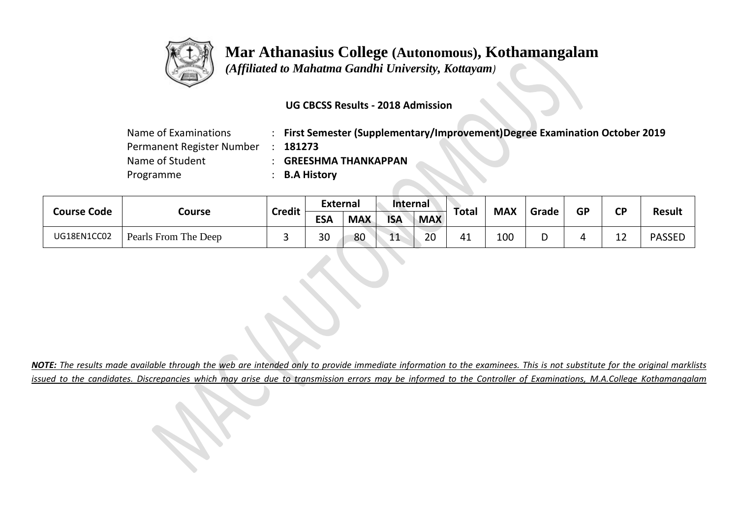# Mar Athanasius College (Autonomous), Kothamangalam

*(Affiliated to Mahatma Gandhi University, Kottayam)*

**UG CBCSS Results - 2018 Admission**

| | | |
|---|---|---|
| Name of Examinations | : | **First Semester (Supplementary/Improvement)Degree Examination October 2019** |
| Permanent Register Number | : | **181273** |
| Name of Student | : | **GREESHMA THANKAPPAN** |
| Programme | : | **B.A History** |

| Course Code | Course | Credit | External | | Internal | | Total | MAX | Grade | GP | CP | Result |
|---|---|---|---|---|---|---|---|---|---|---|---|---|
| | | | ESA | MAX | ISA | MAX | | | | | | |
| UG18EN1CC02 | Pearls From The Deep | 3 | 30 | 80 | 11 | 20 | 41 | 100 | D | 4 | 12 | PASSED |

***NOTE:** The results made available through the web are intended only to provide immediate information to the examinees. This is not substitute for the original marklists issued to the candidates. Discrepancies which may arise due to transmission errors may be informed to the Controller of Examinations, M.A.College Kothamangalam*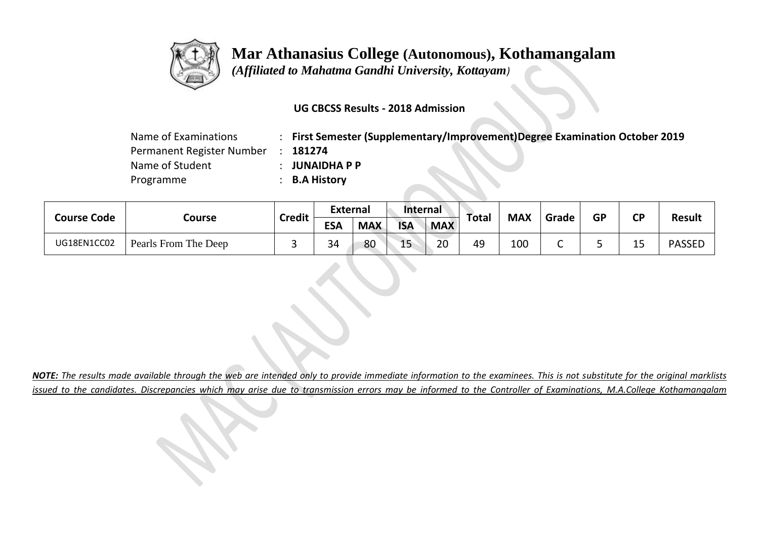# Mar Athanasius College (Autonomous), Kothamangalam

*(Affiliated to Mahatma Gandhi University, Kottayam)*

**UG CBCSS Results - 2018 Admission**

| | | |
|---|---|---|
| Name of Examinations | : | **First Semester (Supplementary/Improvement)Degree Examination October 2019** |
| Permanent Register Number | : | **181274** |
| Name of Student | : | **JUNAIDHA P P** |
| Programme | : | **B.A History** |

| Course Code | Course | Credit | External | | Internal | | Total | MAX | Grade | GP | CP | Result |
|---|---|---|---|---|---|---|---|---|---|---|---|---|
| | | | ESA | MAX | ISA | MAX | | | | | | |
| UG18EN1CC02 | Pearls From The Deep | 3 | 34 | 80 | 15 | 20 | 49 | 100 | C | 5 | 15 | PASSED |

***NOTE:** The results made available through the web are intended only to provide immediate information to the examinees. This is not substitute for the original marklists issued to the candidates. Discrepancies which may arise due to transmission errors may be informed to the Controller of Examinations, M.A.College Kothamangalam*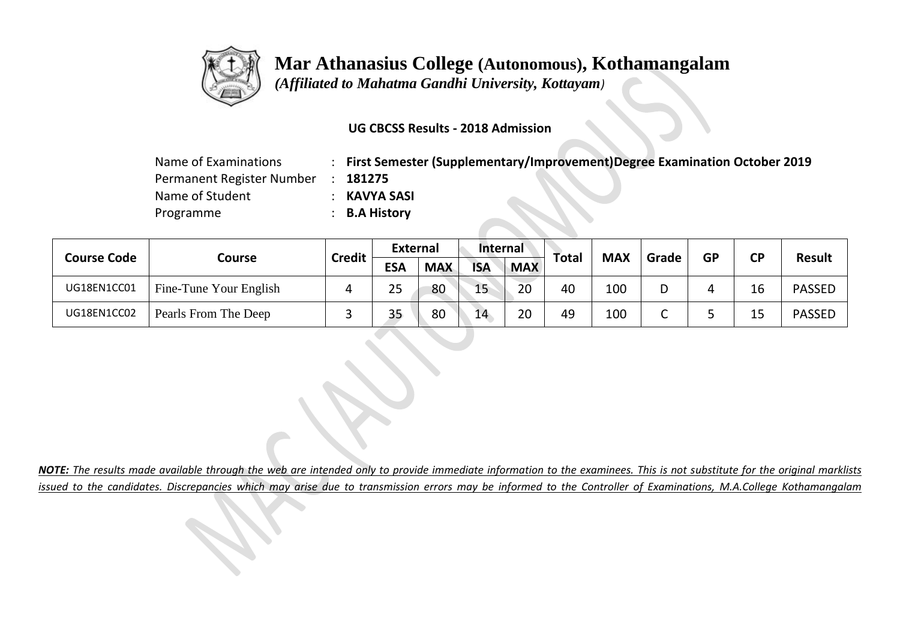# Mar Athanasius College (Autonomous), Kothamangalam

*(Affiliated to Mahatma Gandhi University, Kottayam)*

**UG CBCSS Results - 2018 Admission**

Name of Examinations : **First Semester (Supplementary/Improvement)Degree Examination October 2019**
Permanent Register Number : **181275**
Name of Student : **KAVYA SASI**
Programme : **B.A History**

| Course Code | Course | Credit | External | | Internal | | Total | MAX | Grade | GP | CP | Result |
|---|---|---|---|---|---|---|---|---|---|---|---|---|
| | | | ESA | MAX | ISA | MAX | | | | | | |
| UG18EN1CC01 | Fine-Tune Your English | 4 | 25 | 80 | 15 | 20 | 40 | 100 | D | 4 | 16 | PASSED |
| UG18EN1CC02 | Pearls From The Deep | 3 | 35 | 80 | 14 | 20 | 49 | 100 | C | 5 | 15 | PASSED |

***NOTE:*** *The results made available through the web are intended only to provide immediate information to the examinees. This is not substitute for the original marklists issued to the candidates. Discrepancies which may arise due to transmission errors may be informed to the Controller of Examinations, M.A.College Kothamangalam*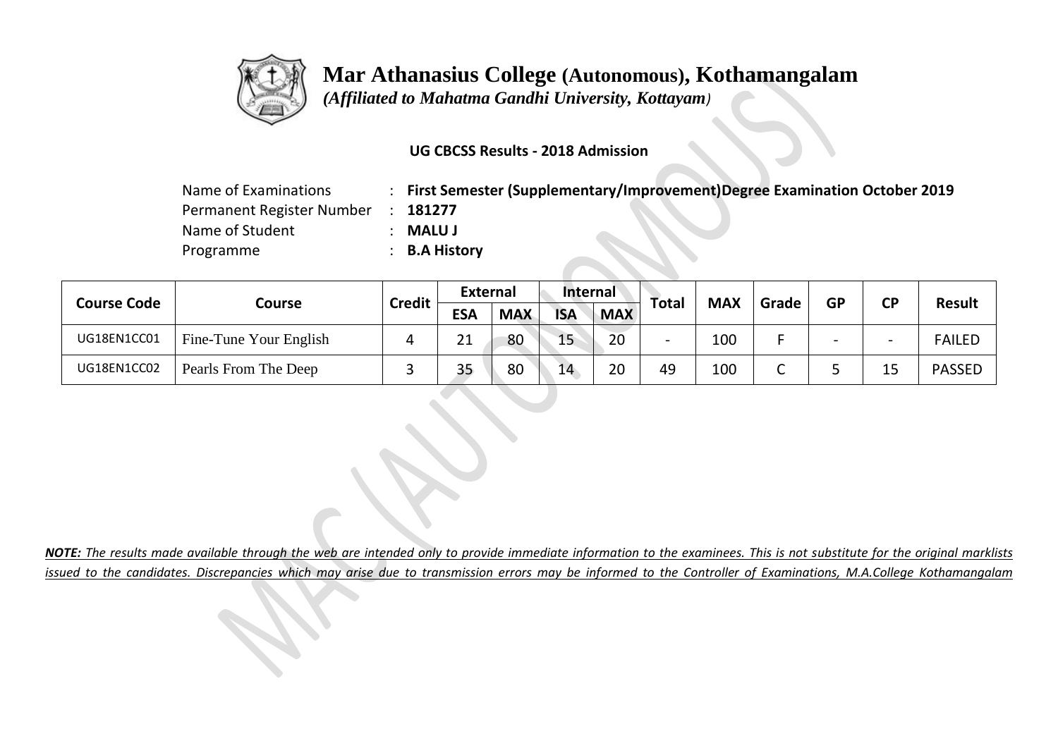# Mar Athanasius College (Autonomous), Kothamangalam

*(Affiliated to Mahatma Gandhi University, Kottayam)*

**UG CBCSS Results - 2018 Admission**

Name of Examinations : **First Semester (Supplementary/Improvement)Degree Examination October 2019**
Permanent Register Number : **181277**
Name of Student : **MALU J**
Programme : **B.A History**

| Course Code | Course | Credit | External | | Internal | | Total | MAX | Grade | GP | CP | Result |
|---|---|---|---|---|---|---|---|---|---|---|---|---|
| | | | ESA | MAX | ISA | MAX | | | | | | |
| UG18EN1CC01 | Fine-Tune Your English | 4 | 21 | 80 | 15 | 20 | - | 100 | F | - | - | FAILED |
| UG18EN1CC02 | Pearls From The Deep | 3 | 35 | 80 | 14 | 20 | 49 | 100 | C | 5 | 15 | PASSED |

***NOTE:*** *The results made available through the web are intended only to provide immediate information to the examinees. This is not substitute for the original marklists issued to the candidates. Discrepancies which may arise due to transmission errors may be informed to the Controller of Examinations, M.A.College Kothamangalam*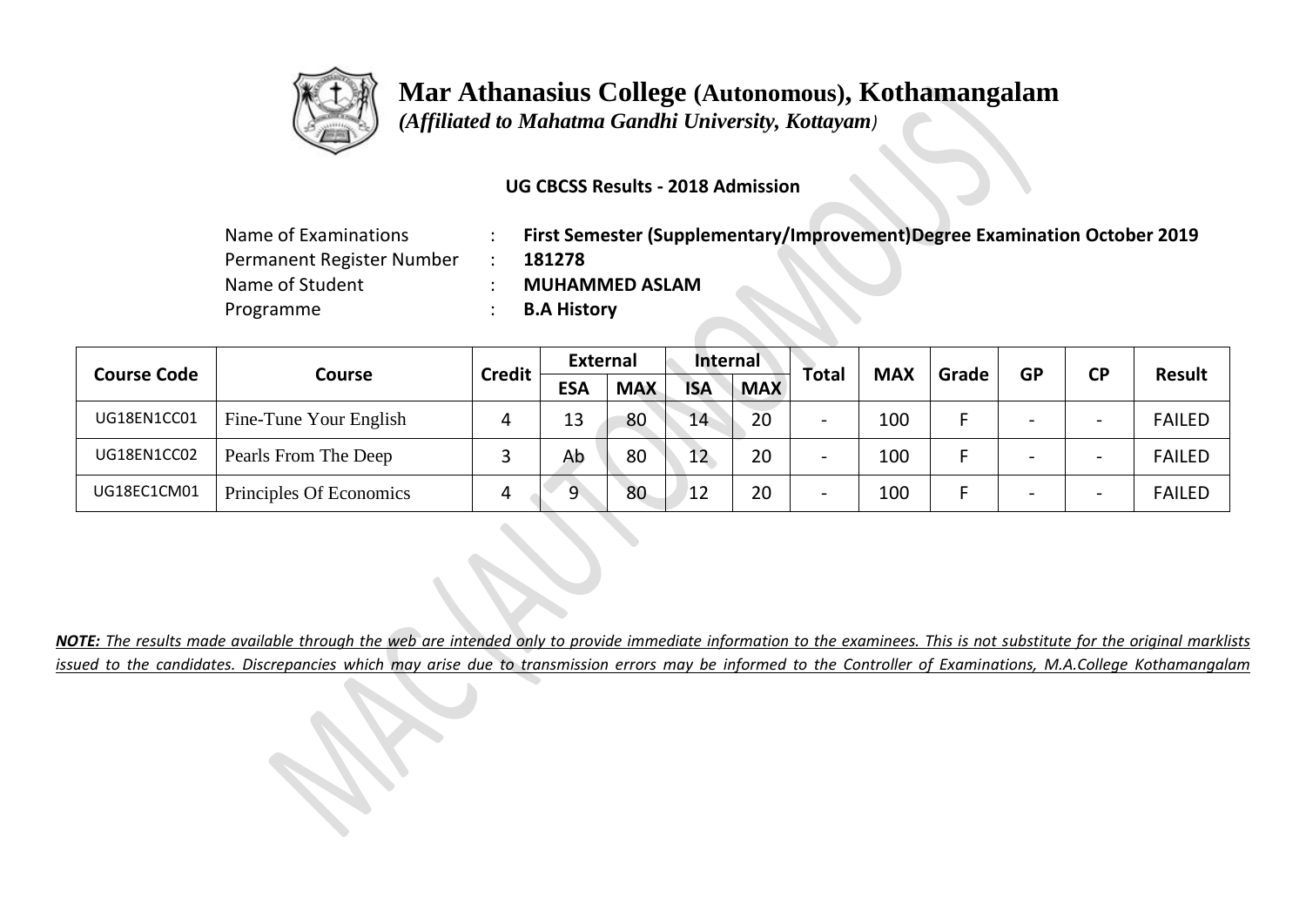# Mar Athanasius College (Autonomous), Kothamangalam

*(Affiliated to Mahatma Gandhi University, Kottayam)*

**UG CBCSS Results - 2018 Admission**

Name of Examinations : **First Semester (Supplementary/Improvement)Degree Examination October 2019**
Permanent Register Number : **181278**
Name of Student : **MUHAMMED ASLAM**
Programme : **B.A History**

| Course Code | Course | Credit | External | | Internal | | Total | MAX | Grade | GP | CP | Result |
|---|---|---|---|---|---|---|---|---|---|---|---|---|
| | | | ESA | MAX | ISA | MAX | | | | | | |
| UG18EN1CC01 | Fine-Tune Your English | 4 | 13 | 80 | 14 | 20 | - | 100 | F | - | - | FAILED |
| UG18EN1CC02 | Pearls From The Deep | 3 | Ab | 80 | 12 | 20 | - | 100 | F | - | - | FAILED |
| UG18EC1CM01 | Principles Of Economics | 4 | 9 | 80 | 12 | 20 | - | 100 | F | - | - | FAILED |

***NOTE:** The results made available through the web are intended only to provide immediate information to the examinees. This is not substitute for the original marklists issued to the candidates. Discrepancies which may arise due to transmission errors may be informed to the Controller of Examinations, M.A.College Kothamangalam*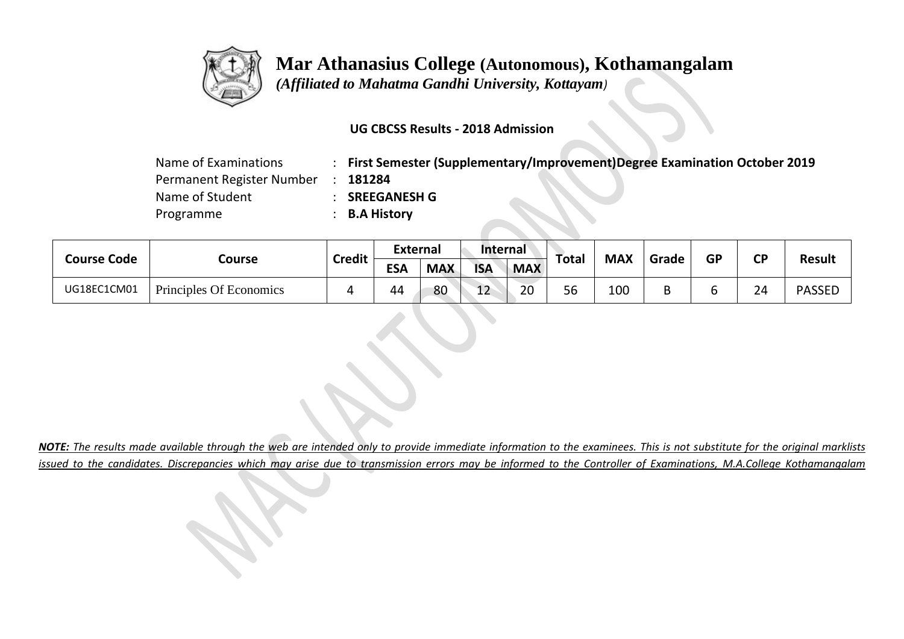# Mar Athanasius College (Autonomous), Kothamangalam

*(Affiliated to Mahatma Gandhi University, Kottayam)*

**UG CBCSS Results - 2018 Admission**

Name of Examinations : **First Semester (Supplementary/Improvement)Degree Examination October 2019**
Permanent Register Number : **181284**
Name of Student : **SREEGANESH G**
Programme : **B.A History**

| Course Code | Course | Credit | External | | Internal | | Total | MAX | Grade | GP | CP | Result |
|---|---|---|---|---|---|---|---|---|---|---|---|---|
| | | | ESA | MAX | ISA | MAX | | | | | | |
| UG18EC1CM01 | Principles Of Economics | 4 | 44 | 80 | 12 | 20 | 56 | 100 | B | 6 | 24 | PASSED |

***NOTE:** The results made available through the web are intended only to provide immediate information to the examinees. This is not substitute for the original marklists issued to the candidates. Discrepancies which may arise due to transmission errors may be informed to the Controller of Examinations, M.A.College Kothamangalam*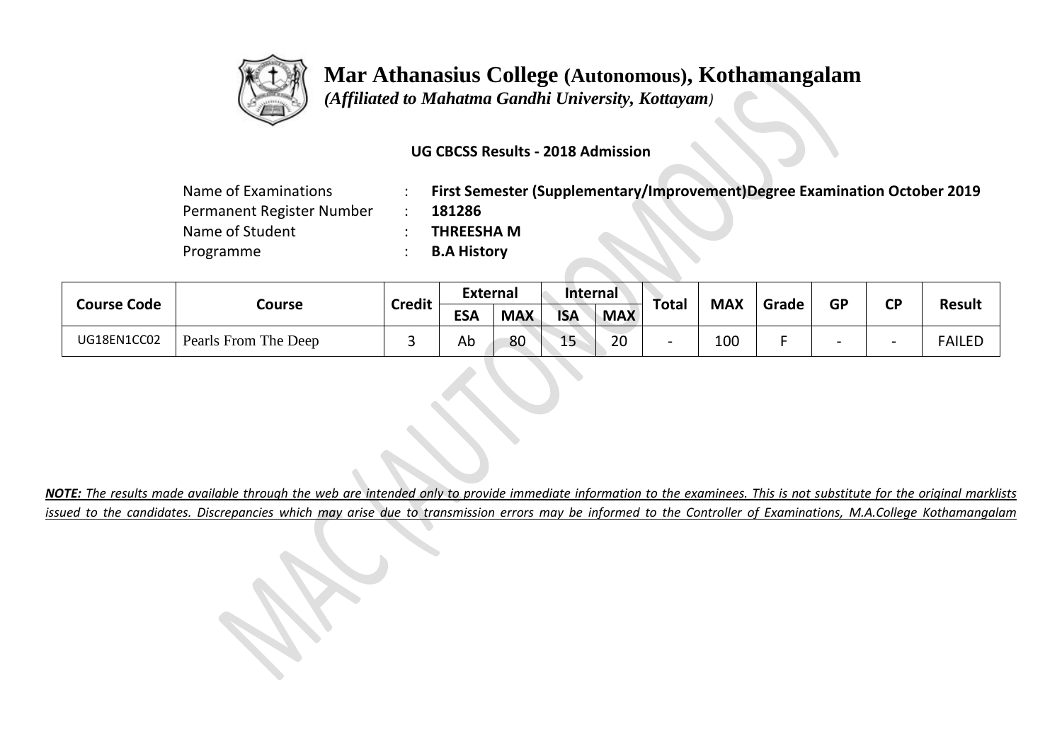# Mar Athanasius College (Autonomous), Kothamangalam

*(Affiliated to Mahatma Gandhi University, Kottayam)*

**UG CBCSS Results - 2018 Admission**

Name of Examinations : **First Semester (Supplementary/Improvement)Degree Examination October 2019**
Permanent Register Number : **181286**
Name of Student : **THREESHA M**
Programme : **B.A History**

| Course Code | Course | Credit | External | | Internal | | Total | MAX | Grade | GP | CP | Result |
|---|---|---|---|---|---|---|---|---|---|---|---|---|
| | | | ESA | MAX | ISA | MAX | | | | | | |
| UG18EN1CC02 | Pearls From The Deep | 3 | Ab | 80 | 15 | 20 | - | 100 | F | - | - | FAILED |

***NOTE:** The results made available through the web are intended only to provide immediate information to the examinees. This is not substitute for the original marklists issued to the candidates. Discrepancies which may arise due to transmission errors may be informed to the Controller of Examinations, M.A.College Kothamangalam*